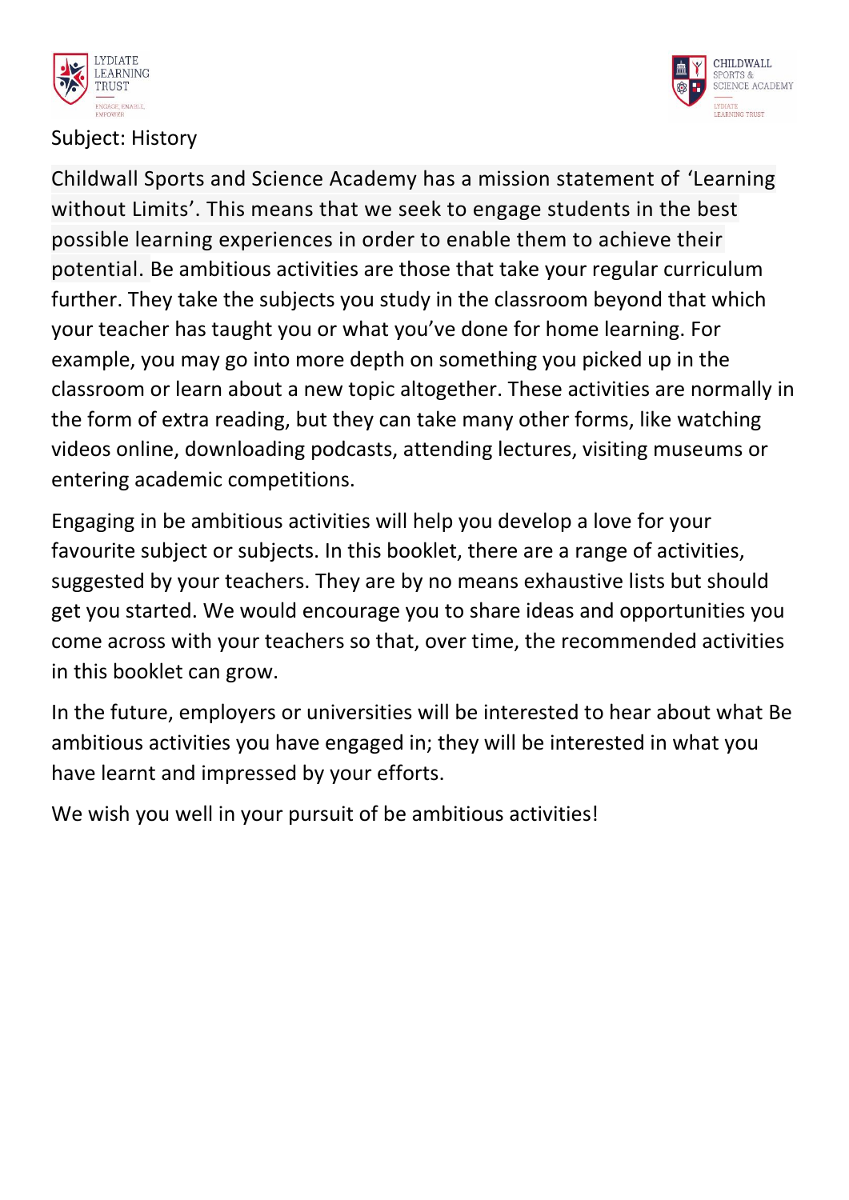Subject: History

Childwall Sports and Science Academy has a mission statement of 'Learning without Limits'. This means that we seek to engage students in the best possible learning experiences in order to enable them to achieve their potential. Be ambitious activities are those that take your regular curriculum further. They take the subjects you study in the classroom beyond that which your teacher has taught you or what you've done for home learning. For example, you may go into more depth on something you picked up in the classroom or learn about a new topic altogether. These activities are normally in the form of extra reading, but they can take many other forms, like watching videos online, downloading podcasts, attending lectures, visiting museums or entering academic competitions.

Engaging in be ambitious activities will help you develop a love for your favourite subject or subjects. In this booklet, there are a range of activities, suggested by your teachers. They are by no means exhaustive lists but should get you started. We would encourage you to share ideas and opportunities you come across with your teachers so that, over time, the recommended activities in this booklet can grow.

In the future, employers or universities will be interested to hear about what Be ambitious activities you have engaged in; they will be interested in what you have learnt and impressed by your efforts.

We wish you well in your pursuit of be ambitious activities!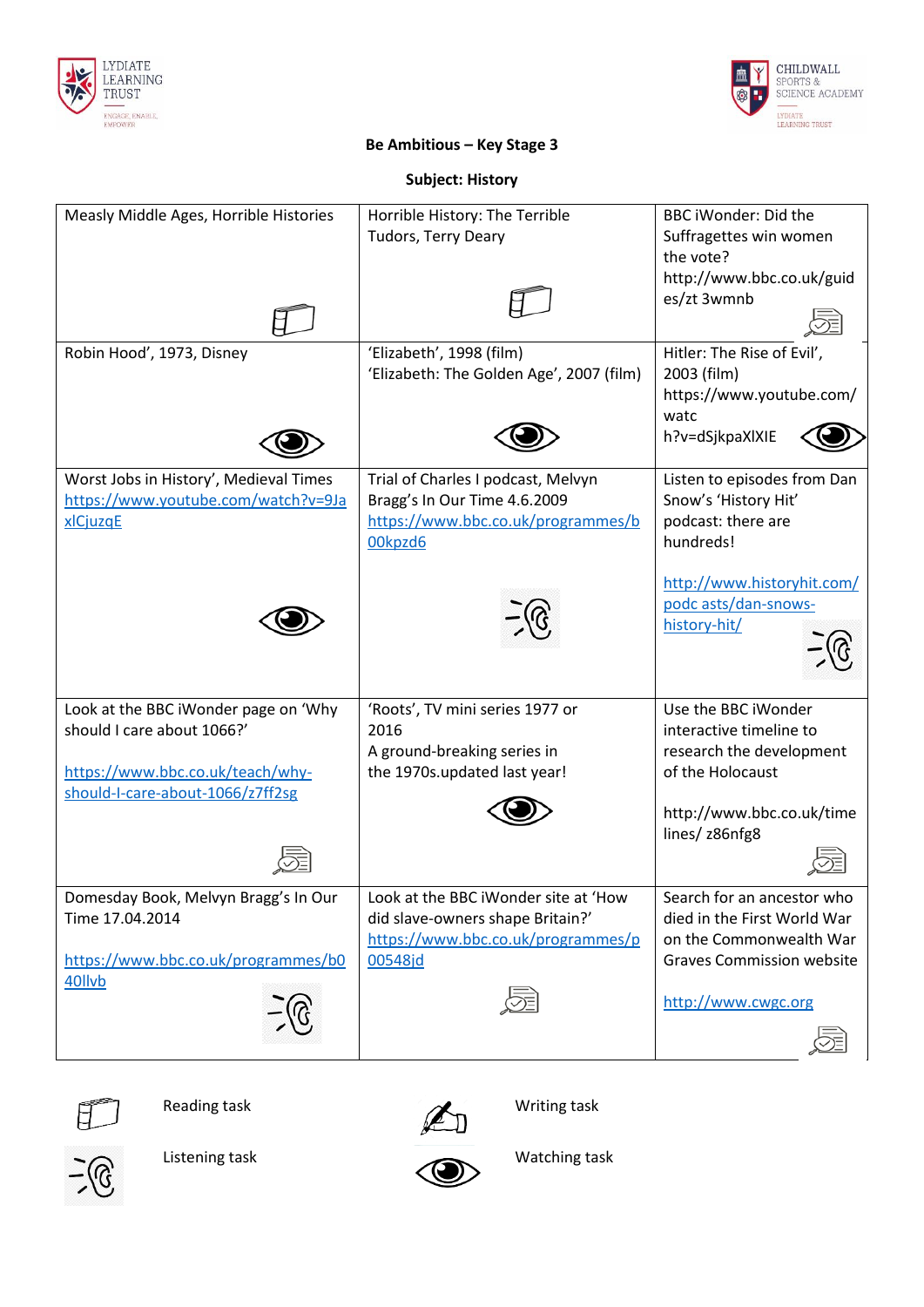**Be Ambitious – Key Stage 3**

**Subject: History**

| | | |
|---|---|---|
| Measly Middle Ages, Horrible Histories | Horrible History: The Terrible Tudors, Terry Deary | BBC iWonder: Did the Suffragettes win women the vote? http://www.bbc.co.uk/guides/zt 3wmnb |
| Robin Hood', 1973, Disney | 'Elizabeth', 1998 (film) 'Elizabeth: The Golden Age', 2007 (film) | Hitler: The Rise of Evil', 2003 (film) https://www.youtube.com/watch?v=dSjkpaXlXIE |
| Worst Jobs in History', Medieval Times https://www.youtube.com/watch?v=9JaxlCjuzqE | Trial of Charles I podcast, Melvyn Bragg's In Our Time 4.6.2009 https://www.bbc.co.uk/programmes/b00kpzd6 | Listen to episodes from Dan Snow's 'History Hit' podcast: there are hundreds! http://www.historyhit.com/podc asts/dan-snows-history-hit/ |
| Look at the BBC iWonder page on 'Why should I care about 1066?' https://www.bbc.co.uk/teach/why-should-I-care-about-1066/z7ff2sg | 'Roots', TV mini series 1977 or 2016 A ground-breaking series in the 1970s.updated last year! | Use the BBC iWonder interactive timeline to research the development of the Holocaust http://www.bbc.co.uk/timelines/ z86nfg8 |
| Domesday Book, Melvyn Bragg's In Our Time 17.04.2014 https://www.bbc.co.uk/programmes/b0 40llvb | Look at the BBC iWonder site at 'How did slave-owners shape Britain?' https://www.bbc.co.uk/programmes/p00548jd | Search for an ancestor who died in the First World War on the Commonwealth War Graves Commission website http://www.cwgc.org |

Reading task

Writing task

Listening task

Watching task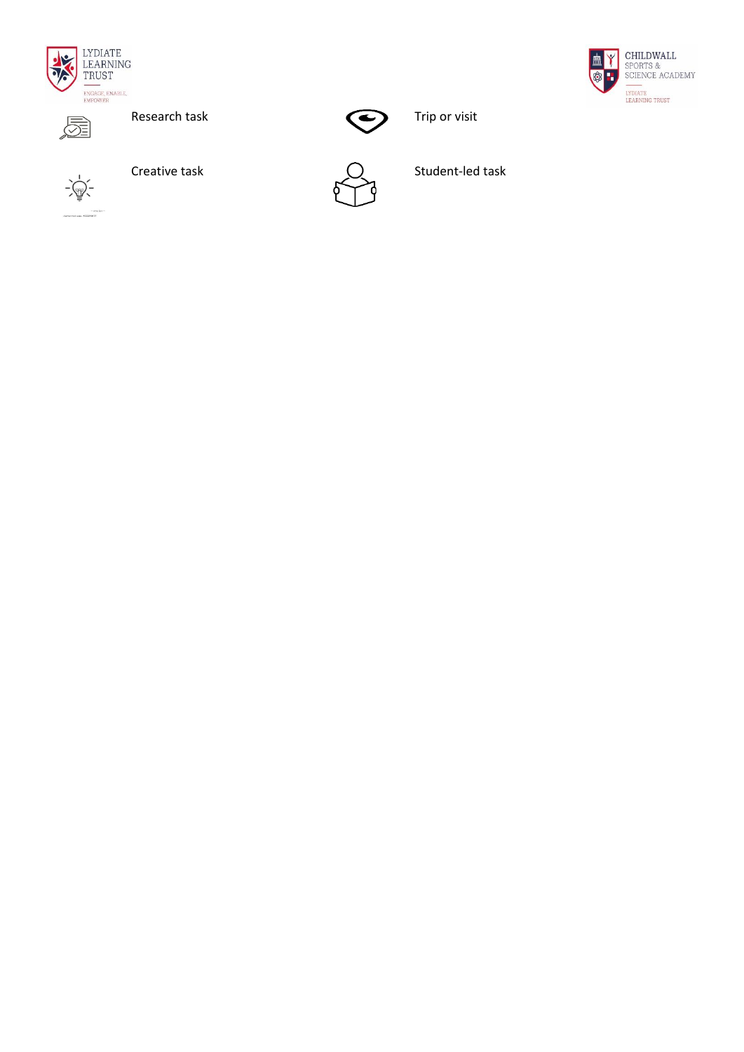Research task

Trip or visit

Creative task

Student-led task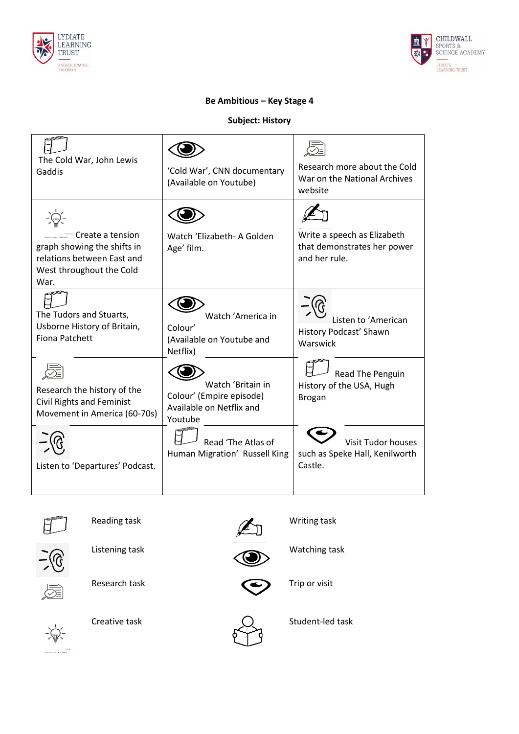**Be Ambitious – Key Stage 4**

**Subject: History**

| | | |
|---|---|---|
| The Cold War, John Lewis Gaddis | 'Cold War', CNN documentary (Available on Youtube) | Research more about the Cold War on the National Archives website |
| Create a tension graph showing the shifts in relations between East and West throughout the Cold War. | Watch 'Elizabeth- A Golden Age' film. | Write a speech as Elizabeth that demonstrates her power and her rule. |
| The Tudors and Stuarts, Usborne History of Britain, Fiona Patchett | Watch 'America in Colour' (Available on Youtube and Netflix) | Listen to 'American History Podcast' Shawn Warswick |
| Research the history of the Civil Rights and Feminist Movement in America (60-70s) | Watch 'Britain in Colour' (Empire episode) Available on Netflix and Youtube | Read The Penguin History of the USA, Hugh Brogan |
| Listen to 'Departures' Podcast. | Read 'The Atlas of Human Migration' Russell King | Visit Tudor houses such as Speke Hall, Kenilworth Castle. |

Reading task

Writing task

Listening task

Watching task

Research task

Trip or visit

Creative task

Student-led task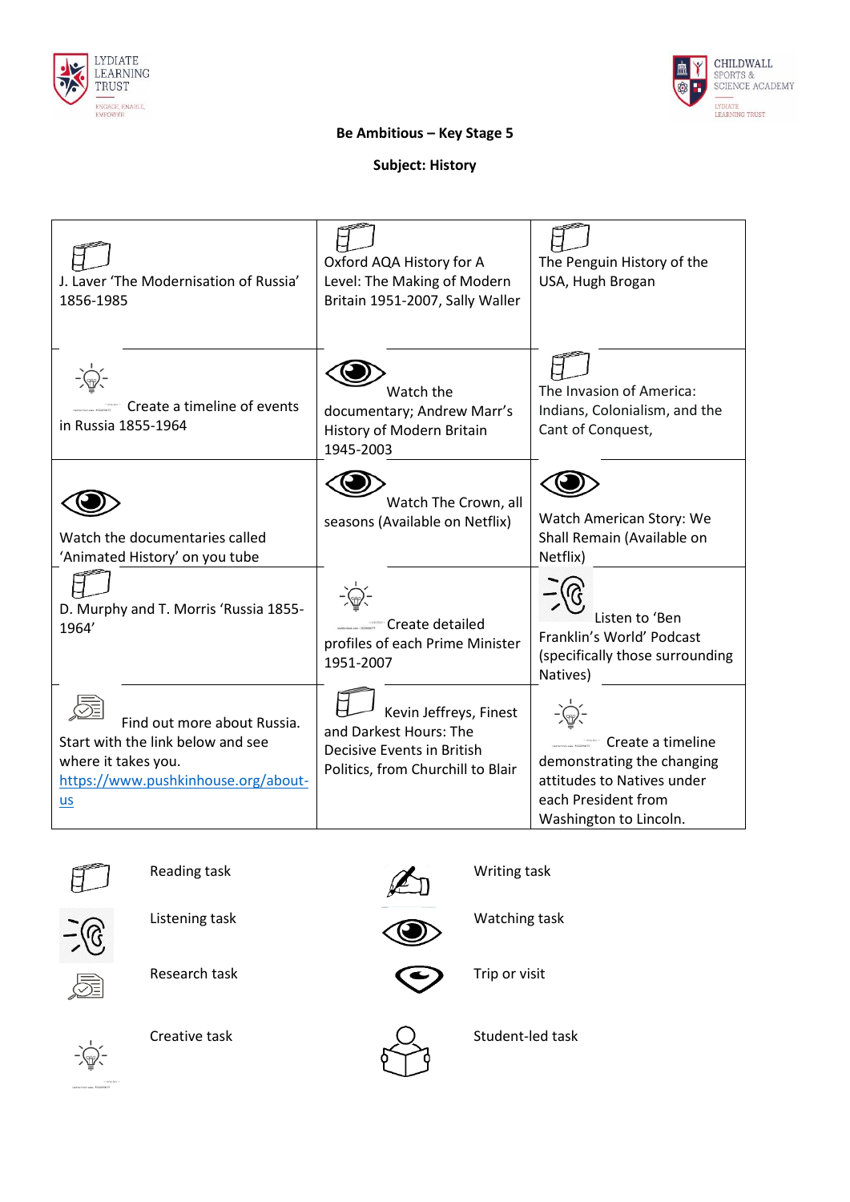**Be Ambitious – Key Stage 5**

**Subject: History**

| | | |
|---|---|---|
| J. Laver 'The Modernisation of Russia' 1856-1985 | Oxford AQA History for A Level: The Making of Modern Britain 1951-2007, Sally Waller | The Penguin History of the USA, Hugh Brogan |
| Create a timeline of events in Russia 1855-1964 | Watch the documentary; Andrew Marr's History of Modern Britain 1945-2003 | The Invasion of America: Indians, Colonialism, and the Cant of Conquest, |
| Watch the documentaries called 'Animated History' on you tube | Watch The Crown, all seasons (Available on Netflix) | Watch American Story: We Shall Remain (Available on Netflix) |
| D. Murphy and T. Morris 'Russia 1855-1964' | Create detailed profiles of each Prime Minister 1951-2007 | Listen to 'Ben Franklin's World' Podcast (specifically those surrounding Natives) |
| Find out more about Russia. Start with the link below and see where it takes you. https://www.pushkinhouse.org/about-us | Kevin Jeffreys, Finest and Darkest Hours: The Decisive Events in British Politics, from Churchill to Blair | Create a timeline demonstrating the changing attitudes to Natives under each President from Washington to Lincoln. |

Reading task

Writing task

Listening task

Watching task

Research task

Trip or visit

Creative task

Student-led task